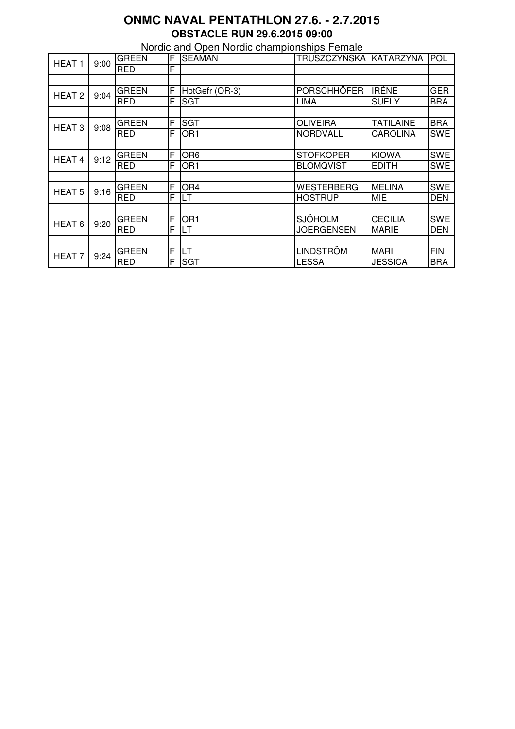# ONMC NAVAL PENTATHLON 27.6. - 2.7.2015

## OBSTACLE RUN 29.6.2015 09:00

Nordic and Open Nordic championships Female

| | | | | | | | |
|---|---|---|---|---|---|---|---|
| HEAT 1 | 9:00 | GREEN | F | SEAMAN | TRUSZCZYŃSKA | KATARZYNA | POL |
| | | RED | F | | | | |
| | | | | | | | |
| HEAT 2 | 9:04 | GREEN | F | HptGefr (OR-3) | PORSCHHÖFER | IRÉNE | GER |
| | | RED | F | SGT | LIMA | SUELY | BRA |
| | | | | | | | |
| HEAT 3 | 9:08 | GREEN | F | SGT | OLIVEIRA | TATILAINE | BRA |
| | | RED | F | OR1 | NORDVALL | CAROLINA | SWE |
| | | | | | | | |
| HEAT 4 | 9:12 | GREEN | F | OR6 | STOFKOPER | KIOWA | SWE |
| | | RED | F | OR1 | BLOMQVIST | EDITH | SWE |
| | | | | | | | |
| HEAT 5 | 9:16 | GREEN | F | OR4 | WESTERBERG | MELINA | SWE |
| | | RED | F | LT | HOSTRUP | MIE | DEN |
| | | | | | | | |
| HEAT 6 | 9:20 | GREEN | F | OR1 | SJÖHOLM | CECILIA | SWE |
| | | RED | F | LT | JOERGENSEN | MARIE | DEN |
| | | | | | | | |
| HEAT 7 | 9:24 | GREEN | F | LT | LINDSTRÖM | MARI | FIN |
| | | RED | F | SGT | LESSA | JESSICA | BRA |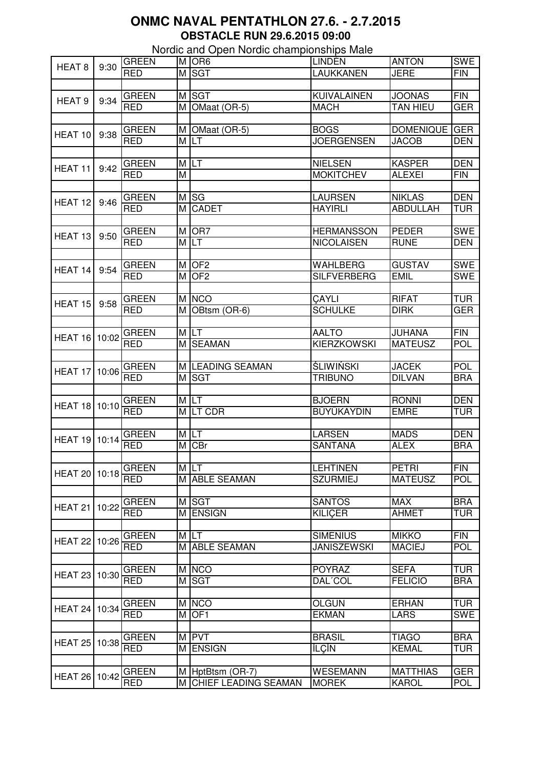# ONMC NAVAL PENTATHLON 27.6. - 2.7.2015

## OBSTACLE RUN 29.6.2015 09:00

Nordic and Open Nordic championships Male

| | | | | | | | |
|---|---|---|---|---|---|---|---|
| HEAT 8 | 9:30 | GREEN | M | OR6 | LINDÉN | ANTON | SWE |
| | | RED | M | SGT | LAUKKANEN | JERE | FIN |
| HEAT 9 | 9:34 | GREEN | M | SGT | KUIVALAINEN | JOONAS | FIN |
| | | RED | M | OMaat (OR-5) | MACH | TAN HIEU | GER |
| HEAT 10 | 9:38 | GREEN | M | OMaat (OR-5) | BOGS | DOMENIQUE | GER |
| | | RED | M | LT | JOERGENSEN | JACOB | DEN |
| HEAT 11 | 9:42 | GREEN | M | LT | NIELSEN | KASPER | DEN |
| | | RED | M | | MOKITCHEV | ALEXEI | FIN |
| HEAT 12 | 9:46 | GREEN | M | SG | LAURSEN | NIKLAS | DEN |
| | | RED | M | CADET | HAYIRLI | ABDULLAH | TUR |
| HEAT 13 | 9:50 | GREEN | M | OR7 | HERMANSSON | PEDER | SWE |
| | | RED | M | LT | NICOLAISEN | RUNE | DEN |
| HEAT 14 | 9:54 | GREEN | M | OF2 | WAHLBERG | GUSTAV | SWE |
| | | RED | M | OF2 | SILFVERBERG | EMIL | SWE |
| HEAT 15 | 9:58 | GREEN | M | NCO | ÇAYLI | RIFAT | TUR |
| | | RED | M | OBtsm (OR-6) | SCHULKE | DIRK | GER |
| HEAT 16 | 10:02 | GREEN | M | LT | AALTO | JUHANA | FIN |
| | | RED | M | SEAMAN | KIERZKOWSKI | MATEUSZ | POL |
| HEAT 17 | 10:06 | GREEN | M | LEADING SEAMAN | ŚLIWIŃSKI | JACEK | POL |
| | | RED | M | SGT | TRIBUNO | DILVAN | BRA |
| HEAT 18 | 10:10 | GREEN | M | LT | BJOERN | RONNI | DEN |
| | | RED | M | LT CDR | BÜYÜKAYDIN | EMRE | TUR |
| HEAT 19 | 10:14 | GREEN | M | LT | LARSEN | MADS | DEN |
| | | RED | M | CBr | SANTANA | ALEX | BRA |
| HEAT 20 | 10:18 | GREEN | M | LT | LEHTINEN | PETRI | FIN |
| | | RED | M | ABLE SEAMAN | SZURMIEJ | MATEUSZ | POL |
| HEAT 21 | 10:22 | GREEN | M | SGT | SANTOS | MAX | BRA |
| | | RED | M | ENSIGN | KILIÇER | AHMET | TUR |
| HEAT 22 | 10:26 | GREEN | M | LT | SIMENIUS | MIKKO | FIN |
| | | RED | M | ABLE SEAMAN | JANISZEWSKI | MACIEJ | POL |
| HEAT 23 | 10:30 | GREEN | M | NCO | POYRAZ | SEFA | TUR |
| | | RED | M | SGT | DAL´COL | FELICIO | BRA |
| HEAT 24 | 10:34 | GREEN | M | NCO | OLGUN | ERHAN | TUR |
| | | RED | M | OF1 | EKMAN | LARS | SWE |
| HEAT 25 | 10:38 | GREEN | M | PVT | BRASIL | TIAGO | BRA |
| | | RED | M | ENSIGN | İLÇİN | KEMAL | TUR |
| HEAT 26 | 10:42 | GREEN | M | HptBtsm (OR-7) | WESEMANN | MATTHIAS | GER |
| | | RED | M | CHIEF LEADING SEAMAN | MOREK | KAROL | POL |